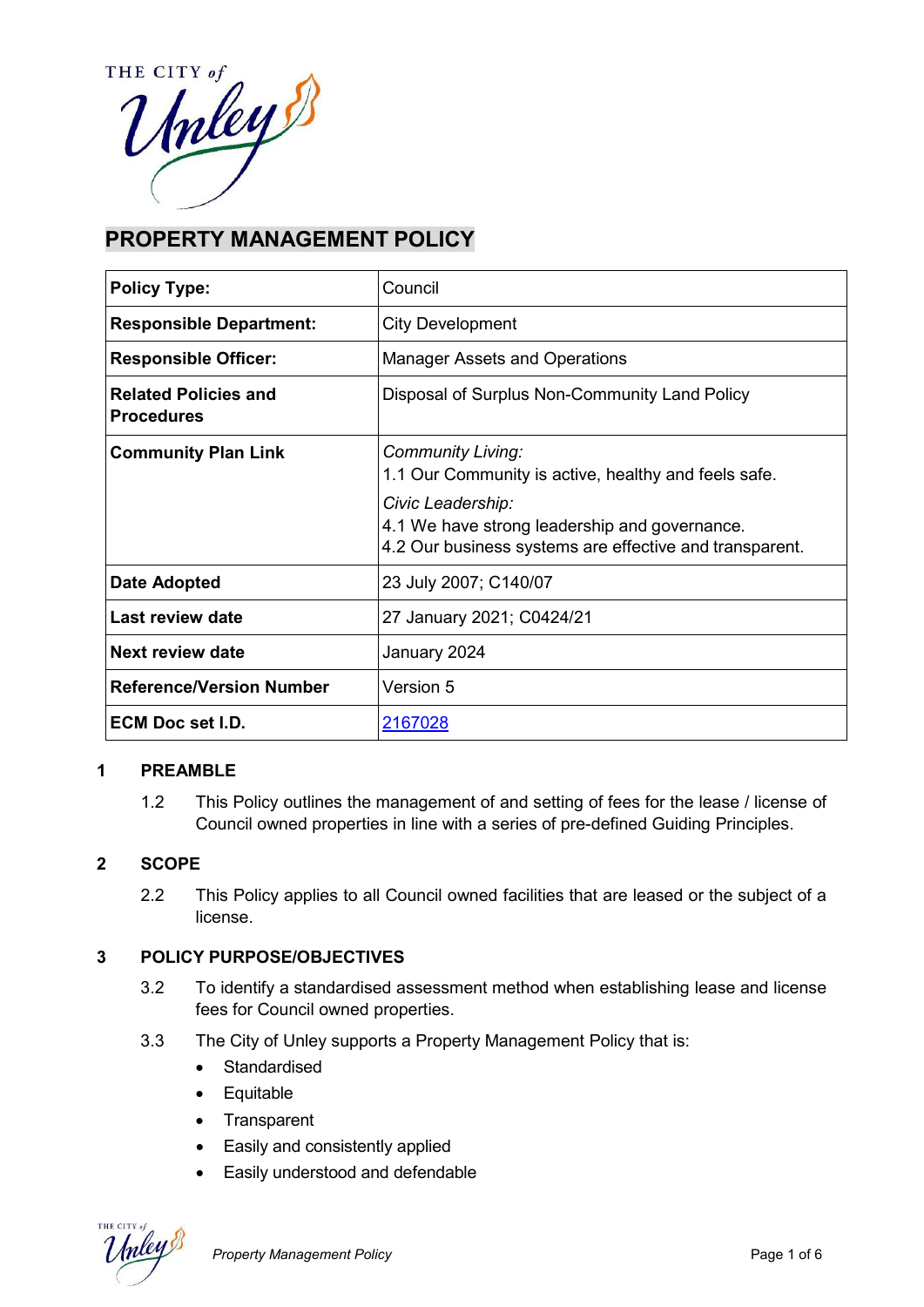# PROPERTY MANAGEMENT POLICY

| | |
|---|---|
| **Policy Type:** | Council |
| **Responsible Department:** | City Development |
| **Responsible Officer:** | Manager Assets and Operations |
| **Related Policies and Procedures** | Disposal of Surplus Non-Community Land Policy |
| **Community Plan Link** | *Community Living:*<br>1.1 Our Community is active, healthy and feels safe.<br>*Civic Leadership:*<br>4.1 We have strong leadership and governance.<br>4.2 Our business systems are effective and transparent. |
| **Date Adopted** | 23 July 2007; C140/07 |
| **Last review date** | 27 January 2021; C0424/21 |
| **Next review date** | January 2024 |
| **Reference/Version Number** | Version 5 |
| **ECM Doc set I.D.** | 2167028 |

## 1 PREAMBLE

1.2 This Policy outlines the management of and setting of fees for the lease / license of Council owned properties in line with a series of pre-defined Guiding Principles.

## 2 SCOPE

2.2 This Policy applies to all Council owned facilities that are leased or the subject of a license.

## 3 POLICY PURPOSE/OBJECTIVES

3.2 To identify a standardised assessment method when establishing lease and license fees for Council owned properties.

3.3 The City of Unley supports a Property Management Policy that is:

- Standardised
- Equitable
- Transparent
- Easily and consistently applied
- Easily understood and defendable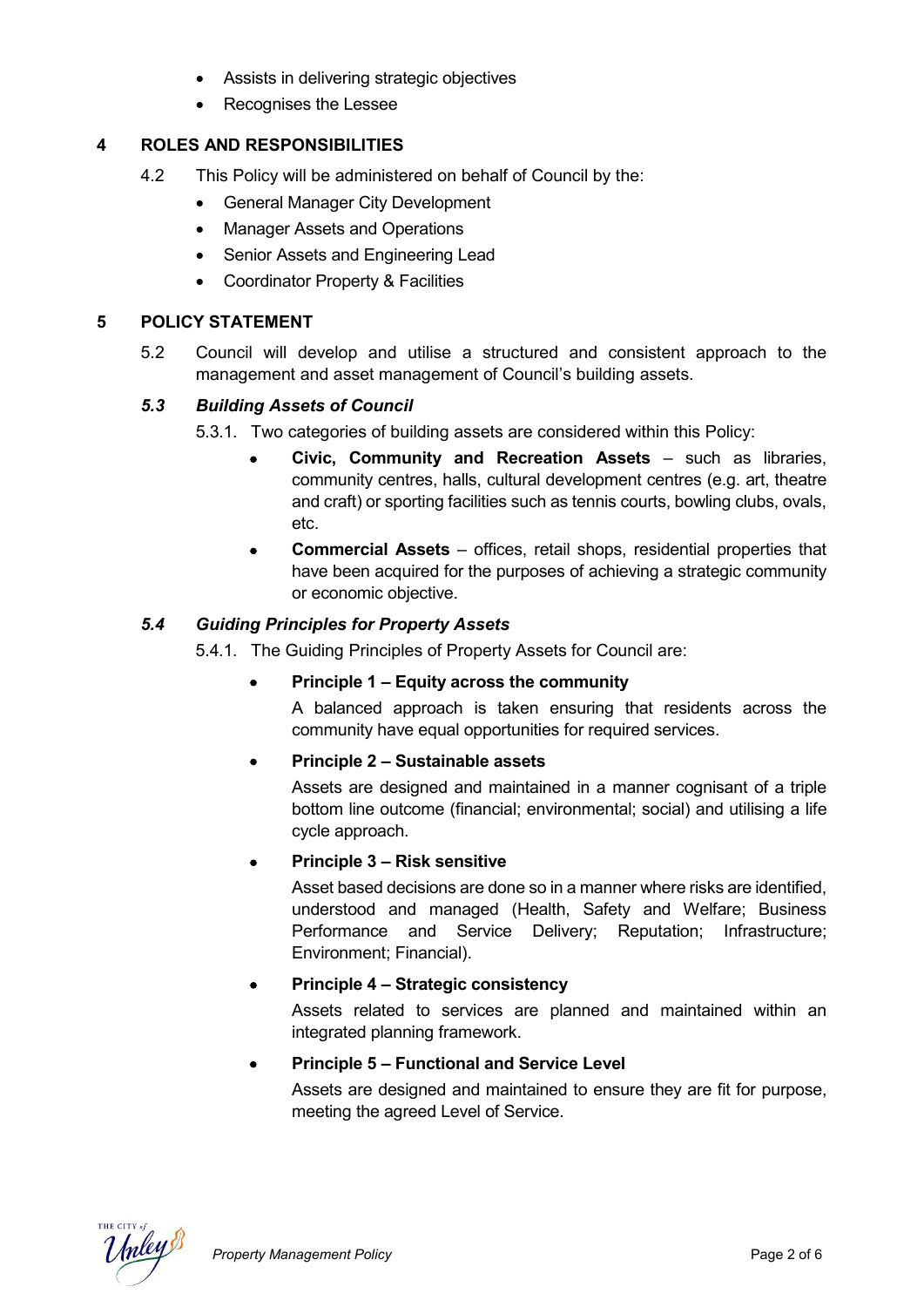- Assists in delivering strategic objectives
- Recognises the Lessee

## 4 ROLES AND RESPONSIBILITIES

4.2 This Policy will be administered on behalf of Council by the:

- General Manager City Development
- Manager Assets and Operations
- Senior Assets and Engineering Lead
- Coordinator Property & Facilities

## 5 POLICY STATEMENT

5.2 Council will develop and utilise a structured and consistent approach to the management and asset management of Council's building assets.

### *5.3 Building Assets of Council*

5.3.1. Two categories of building assets are considered within this Policy:

- **Civic, Community and Recreation Assets** – such as libraries, community centres, halls, cultural development centres (e.g. art, theatre and craft) or sporting facilities such as tennis courts, bowling clubs, ovals, etc.
- **Commercial Assets** – offices, retail shops, residential properties that have been acquired for the purposes of achieving a strategic community or economic objective.

### *5.4 Guiding Principles for Property Assets*

5.4.1. The Guiding Principles of Property Assets for Council are:

- **Principle 1 – Equity across the community**

  A balanced approach is taken ensuring that residents across the community have equal opportunities for required services.

- **Principle 2 – Sustainable assets**

  Assets are designed and maintained in a manner cognisant of a triple bottom line outcome (financial; environmental; social) and utilising a life cycle approach.

- **Principle 3 – Risk sensitive**

  Asset based decisions are done so in a manner where risks are identified, understood and managed (Health, Safety and Welfare; Business Performance and Service Delivery; Reputation; Infrastructure; Environment; Financial).

- **Principle 4 – Strategic consistency**

  Assets related to services are planned and maintained within an integrated planning framework.

- **Principle 5 – Functional and Service Level**

  Assets are designed and maintained to ensure they are fit for purpose, meeting the agreed Level of Service.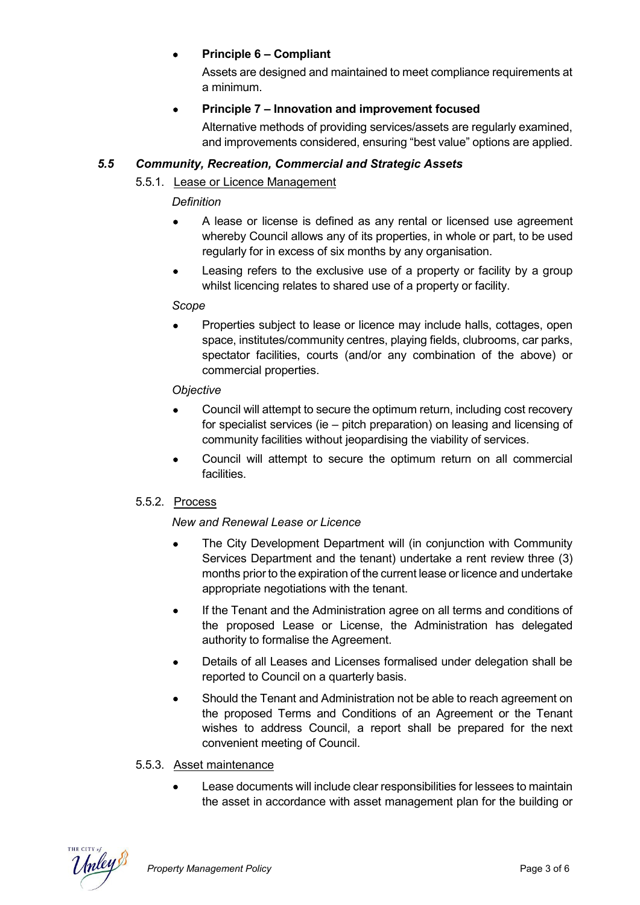- **Principle 6 – Compliant**

  Assets are designed and maintained to meet compliance requirements at a minimum.

- **Principle 7 – Innovation and improvement focused**

  Alternative methods of providing services/assets are regularly examined, and improvements considered, ensuring "best value" options are applied.

### *5.5 Community, Recreation, Commercial and Strategic Assets*

#### 5.5.1. Lease or Licence Management

*Definition*

- A lease or license is defined as any rental or licensed use agreement whereby Council allows any of its properties, in whole or part, to be used regularly for in excess of six months by any organisation.
- Leasing refers to the exclusive use of a property or facility by a group whilst licencing relates to shared use of a property or facility.

*Scope*

- Properties subject to lease or licence may include halls, cottages, open space, institutes/community centres, playing fields, clubrooms, car parks, spectator facilities, courts (and/or any combination of the above) or commercial properties.

*Objective*

- Council will attempt to secure the optimum return, including cost recovery for specialist services (ie – pitch preparation) on leasing and licensing of community facilities without jeopardising the viability of services.
- Council will attempt to secure the optimum return on all commercial facilities.

#### 5.5.2. Process

*New and Renewal Lease or Licence*

- The City Development Department will (in conjunction with Community Services Department and the tenant) undertake a rent review three (3) months prior to the expiration of the current lease or licence and undertake appropriate negotiations with the tenant.
- If the Tenant and the Administration agree on all terms and conditions of the proposed Lease or License, the Administration has delegated authority to formalise the Agreement.
- Details of all Leases and Licenses formalised under delegation shall be reported to Council on a quarterly basis.
- Should the Tenant and Administration not be able to reach agreement on the proposed Terms and Conditions of an Agreement or the Tenant wishes to address Council, a report shall be prepared for the next convenient meeting of Council.

#### 5.5.3. Asset maintenance

- Lease documents will include clear responsibilities for lessees to maintain the asset in accordance with asset management plan for the building or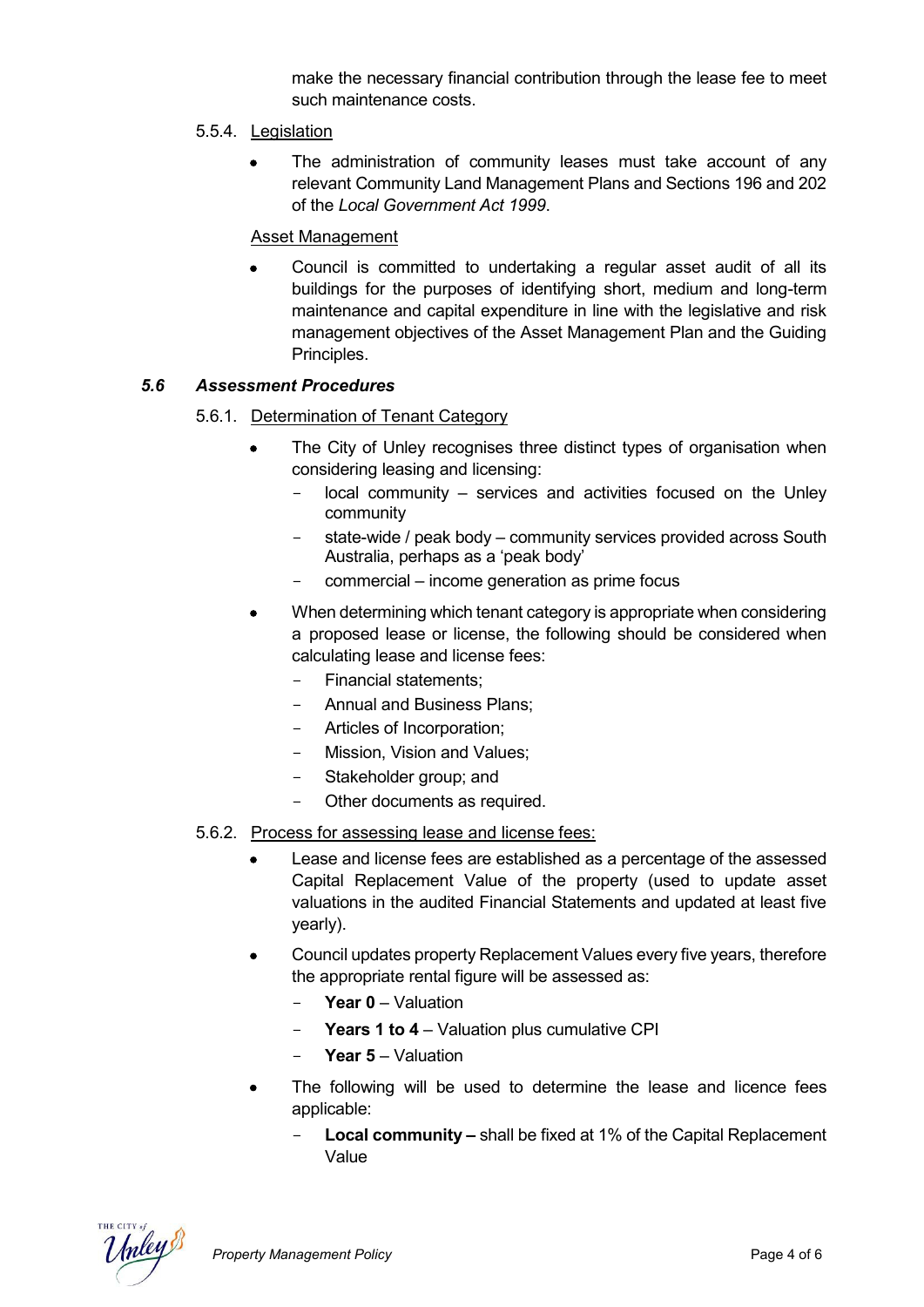make the necessary financial contribution through the lease fee to meet such maintenance costs.

5.5.4. Legislation

- The administration of community leases must take account of any relevant Community Land Management Plans and Sections 196 and 202 of the *Local Government Act 1999*.

Asset Management

- Council is committed to undertaking a regular asset audit of all its buildings for the purposes of identifying short, medium and long-term maintenance and capital expenditure in line with the legislative and risk management objectives of the Asset Management Plan and the Guiding Principles.

### *5.6 Assessment Procedures*

5.6.1. Determination of Tenant Category

- The City of Unley recognises three distinct types of organisation when considering leasing and licensing:
  - local community – services and activities focused on the Unley community
  - state-wide / peak body – community services provided across South Australia, perhaps as a 'peak body'
  - commercial – income generation as prime focus
- When determining which tenant category is appropriate when considering a proposed lease or license, the following should be considered when calculating lease and license fees:
  - Financial statements;
  - Annual and Business Plans;
  - Articles of Incorporation;
  - Mission, Vision and Values;
  - Stakeholder group; and
  - Other documents as required.

5.6.2. Process for assessing lease and license fees:

- Lease and license fees are established as a percentage of the assessed Capital Replacement Value of the property (used to update asset valuations in the audited Financial Statements and updated at least five yearly).
- Council updates property Replacement Values every five years, therefore the appropriate rental figure will be assessed as:
  - **Year 0** – Valuation
  - **Years 1 to 4** – Valuation plus cumulative CPI
  - **Year 5** – Valuation
- The following will be used to determine the lease and licence fees applicable:
  - **Local community –** shall be fixed at 1% of the Capital Replacement Value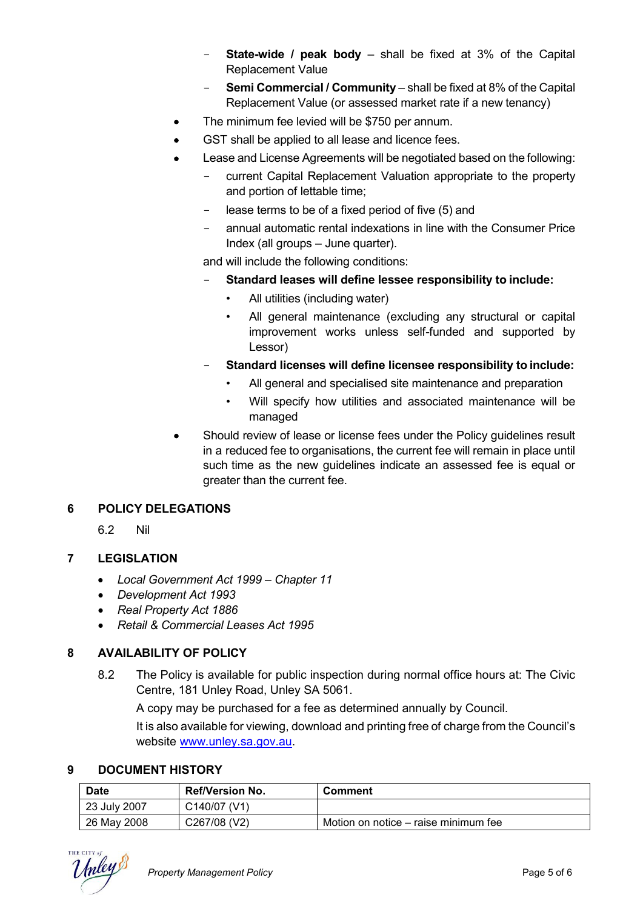- **State-wide / peak body** – shall be fixed at 3% of the Capital Replacement Value
   - **Semi Commercial / Community** – shall be fixed at 8% of the Capital Replacement Value (or assessed market rate if a new tenancy)
- The minimum fee levied will be $750 per annum.
- GST shall be applied to all lease and licence fees.
- Lease and License Agreements will be negotiated based on the following:
   - current Capital Replacement Valuation appropriate to the property and portion of lettable time;
   - lease terms to be of a fixed period of five (5) and
   - annual automatic rental indexations in line with the Consumer Price Index (all groups – June quarter).

  and will include the following conditions:

   - **Standard leases will define lessee responsibility to include:**
      - All utilities (including water)
      - All general maintenance (excluding any structural or capital improvement works unless self-funded and supported by Lessor)
   - **Standard licenses will define licensee responsibility to include:**
      - All general and specialised site maintenance and preparation
      - Will specify how utilities and associated maintenance will be managed
- Should review of lease or license fees under the Policy guidelines result in a reduced fee to organisations, the current fee will remain in place until such time as the new guidelines indicate an assessed fee is equal or greater than the current fee.

## 6 POLICY DELEGATIONS

6.2 Nil

## 7 LEGISLATION

- *Local Government Act 1999 – Chapter 11*
- *Development Act 1993*
- *Real Property Act 1886*
- *Retail & Commercial Leases Act 1995*

## 8 AVAILABILITY OF POLICY

8.2 The Policy is available for public inspection during normal office hours at: The Civic Centre, 181 Unley Road, Unley SA 5061.

A copy may be purchased for a fee as determined annually by Council.

It is also available for viewing, download and printing free of charge from the Council's website www.unley.sa.gov.au.

## 9 DOCUMENT HISTORY

| Date | Ref/Version No. | Comment |
|---|---|---|
| 23 July 2007 | C140/07 (V1) | |
| 26 May 2008 | C267/08 (V2) | Motion on notice – raise minimum fee |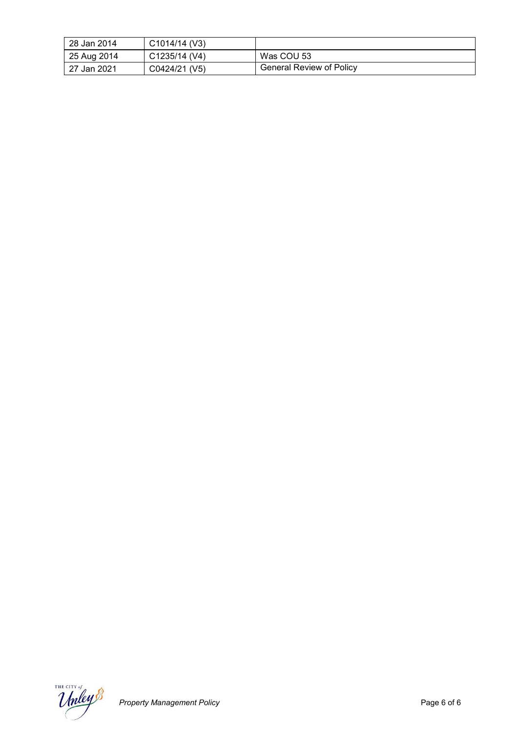| | | |
|---|---|---|
| 28 Jan 2014 | C1014/14 (V3) | |
| 25 Aug 2014 | C1235/14 (V4) | Was COU 53 |
| 27 Jan 2021 | C0424/21 (V5) | General Review of Policy |